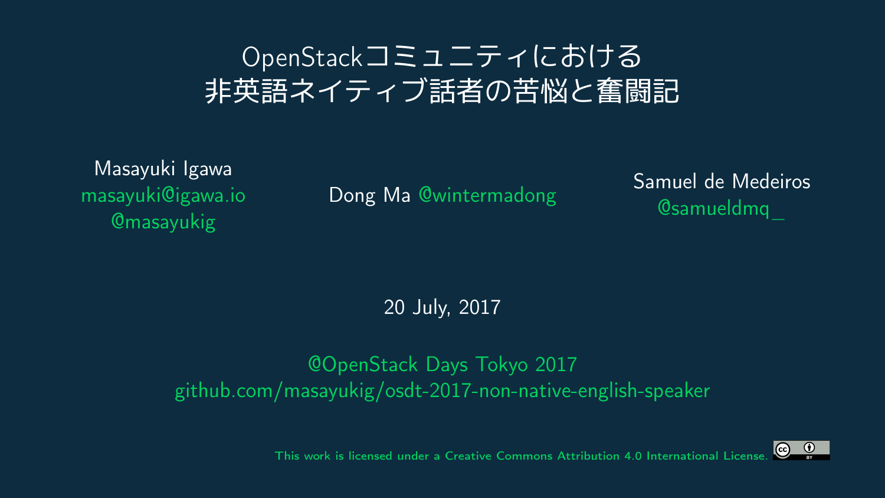# OpenStackコミュニティにおける非英語ネイティブ話者の苦悩と奮闘記

Masayuki Igawa
masayuki@igawa.io
@masayukig

Dong Ma @wintermadong

Samuel de Medeiros
@samueldmq_

20 July, 2017

@OpenStack Days Tokyo 2017
github.com/masayukig/osdt-2017-non-native-english-speaker

This work is licensed under a Creative Commons Attribution 4.0 International License.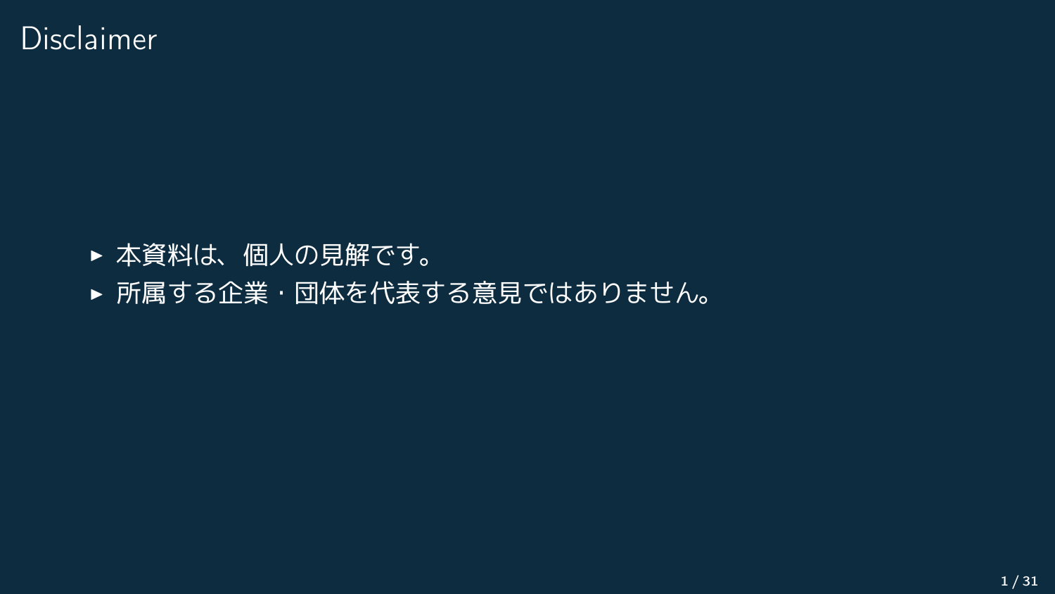# Disclaimer

- 本資料は、個人の見解です。
- 所属する企業・団体を代表する意見ではありません。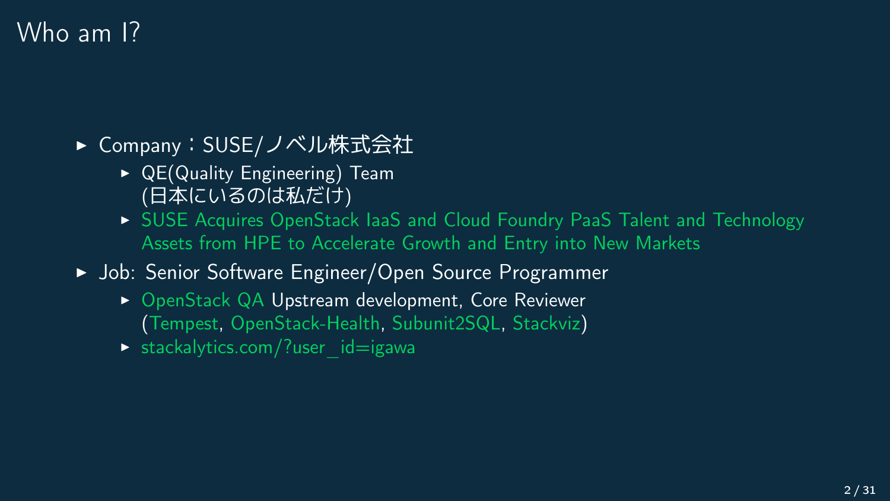# Who am I?

- Company：SUSE/ノベル株式会社
  - QE(Quality Engineering) Team
    (日本にいるのは私だけ)
  - SUSE Acquires OpenStack IaaS and Cloud Foundry PaaS Talent and Technology Assets from HPE to Accelerate Growth and Entry into New Markets
- Job: Senior Software Engineer/Open Source Programmer
  - OpenStack QA Upstream development, Core Reviewer
    (Tempest, OpenStack-Health, Subunit2SQL, Stackviz)
  - stackalytics.com/?user_id=igawa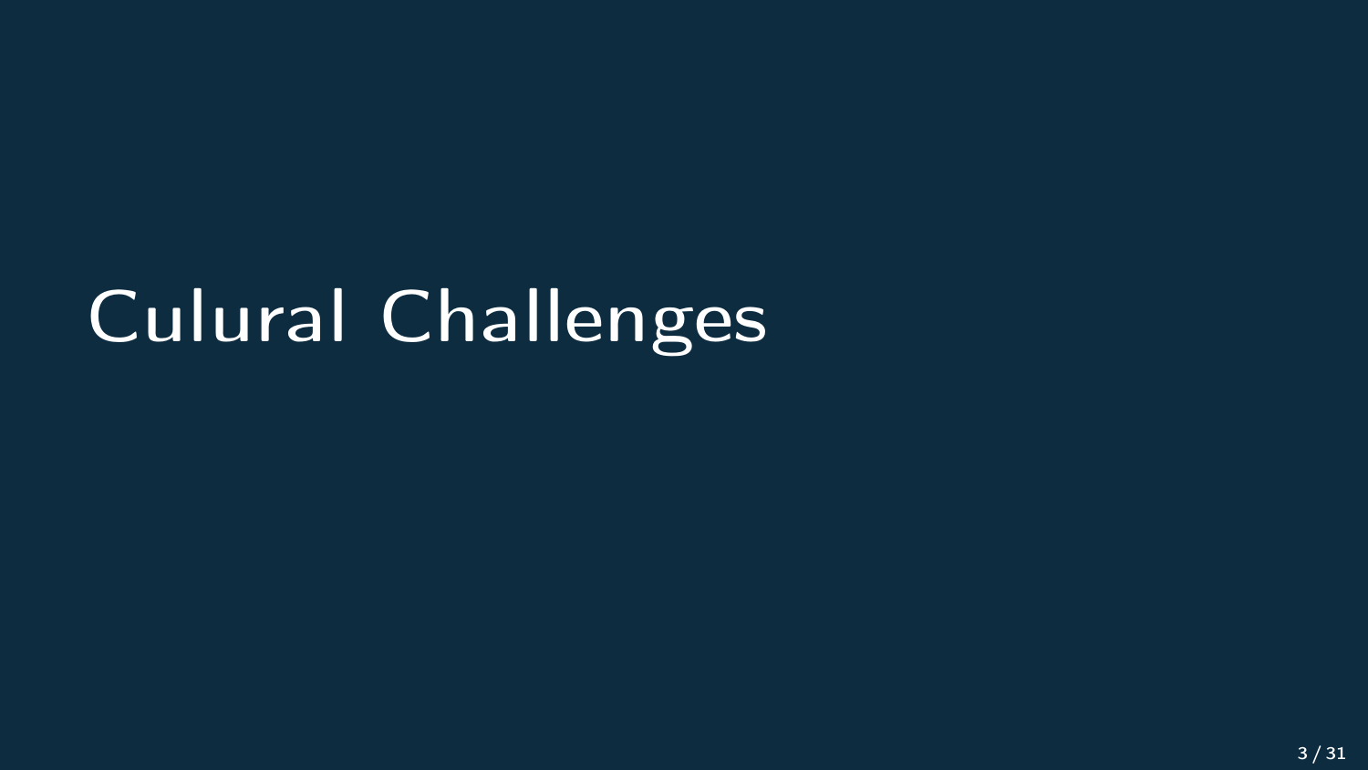# Culural Challenges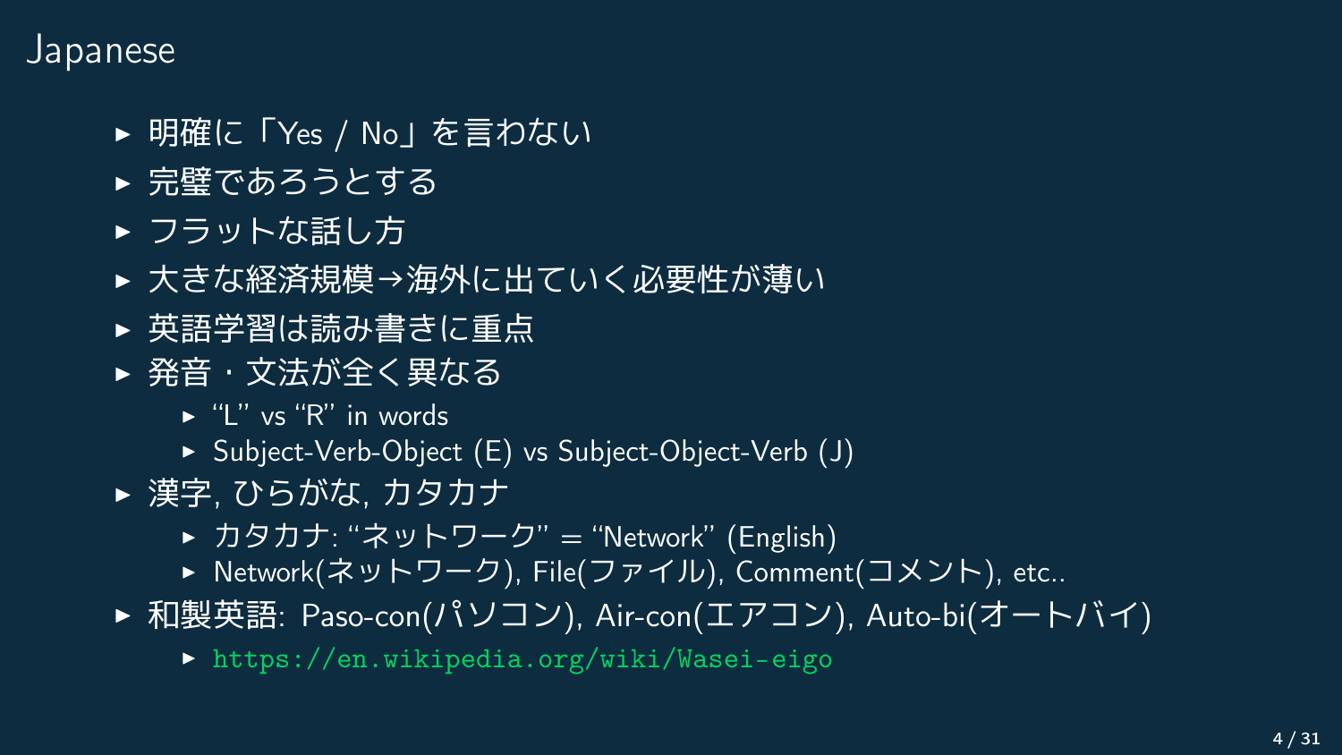# Japanese

- 明確に「Yes / No」を言わない
- 完璧であろうとする
- フラットな話し方
- 大きな経済規模→海外に出ていく必要性が薄い
- 英語学習は読み書きに重点
- 発音・文法が全く異なる
  - "L" vs "R" in words
  - Subject-Verb-Object (E) vs Subject-Object-Verb (J)
- 漢字, ひらがな, カタカナ
  - カタカナ: "ネットワーク" = "Network" (English)
  - Network(ネットワーク), File(ファイル), Comment(コメント), etc..
- 和製英語: Paso-con(パソコン), Air-con(エアコン), Auto-bi(オートバイ)
  - https://en.wikipedia.org/wiki/Wasei-eigo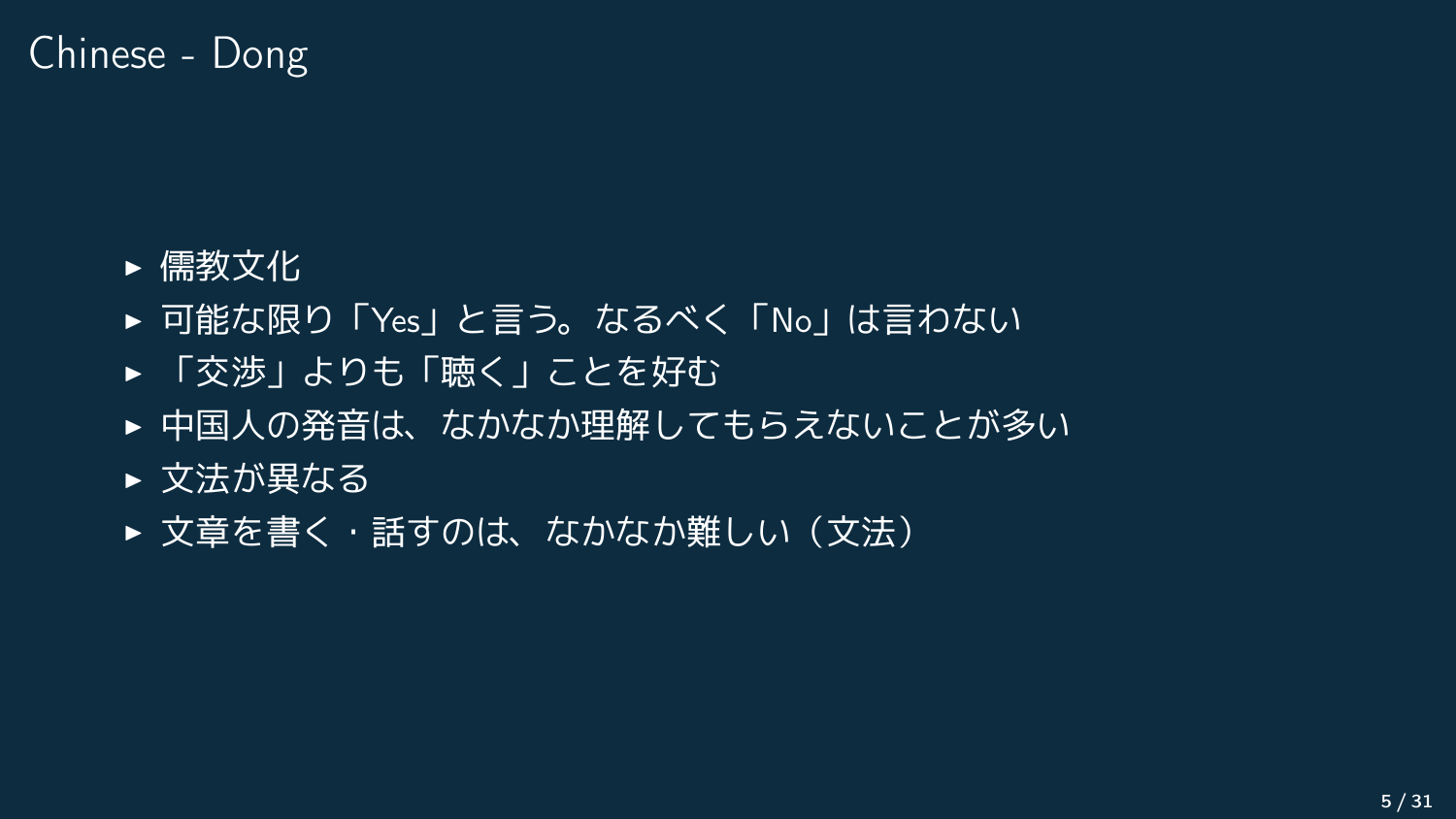# Chinese - Dong

- 儒教文化
- 可能な限り「Yes」と言う。なるべく「No」は言わない
- 「交渉」よりも「聴く」ことを好む
- 中国人の発音は、なかなか理解してもらえないことが多い
- 文法が異なる
- 文章を書く・話すのは、なかなか難しい（文法）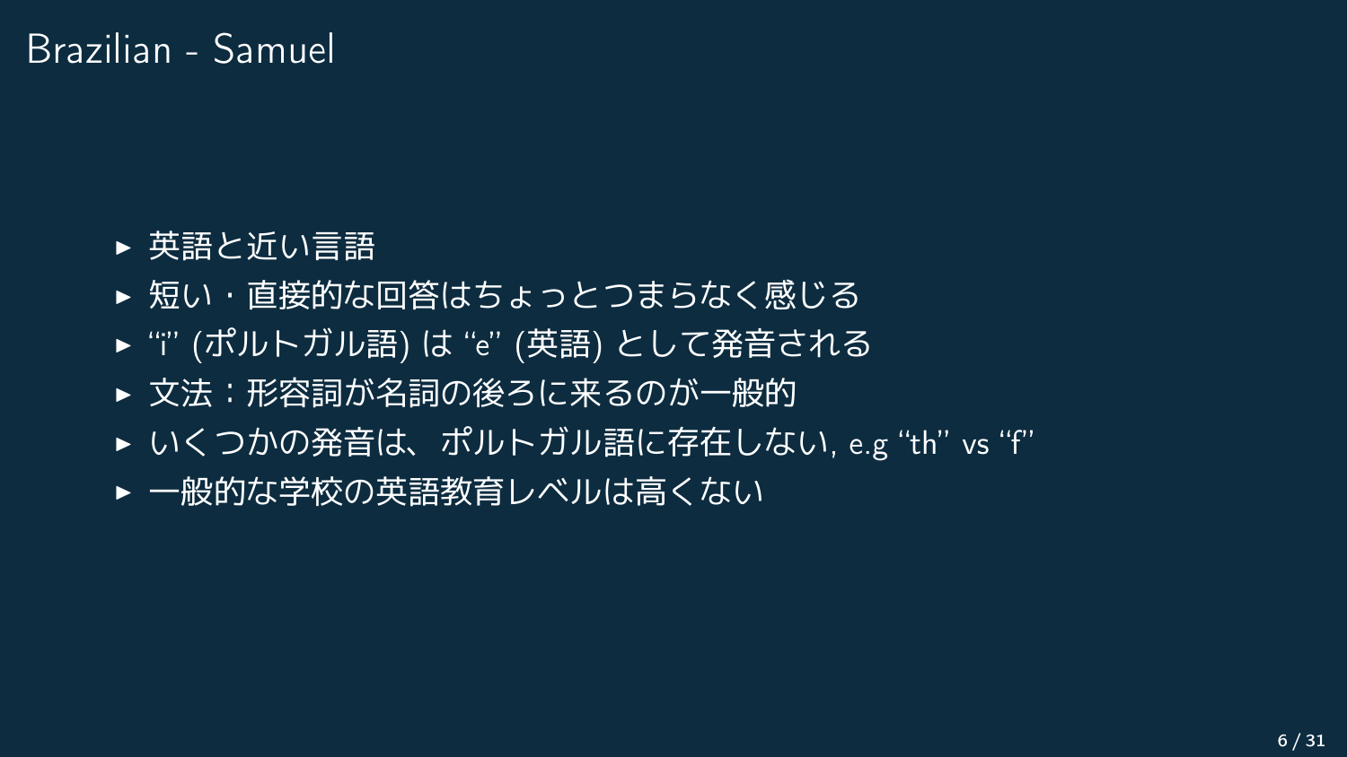# Brazilian - Samuel

- 英語と近い言語
- 短い・直接的な回答はちょっとつまらなく感じる
- “i” (ポルトガル語) は “e” (英語) として発音される
- 文法：形容詞が名詞の後ろに来るのが一般的
- いくつかの発音は、ポルトガル語に存在しない, e.g “th” vs “f”
- 一般的な学校の英語教育レベルは高くない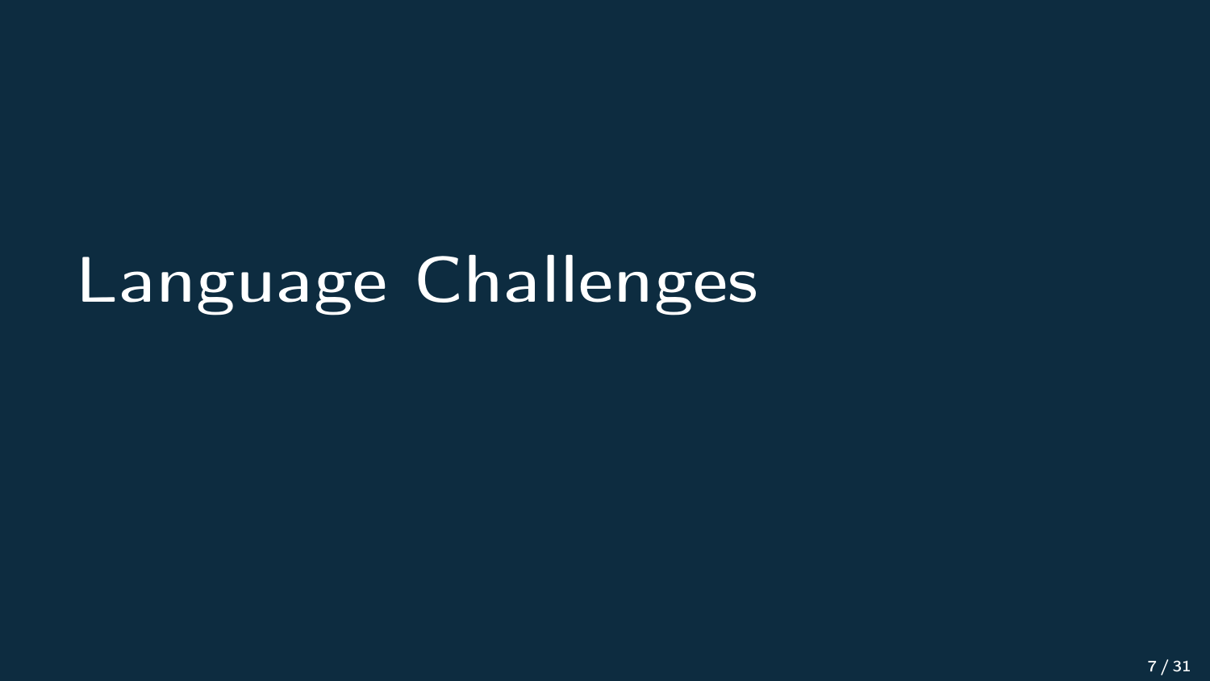# Language Challenges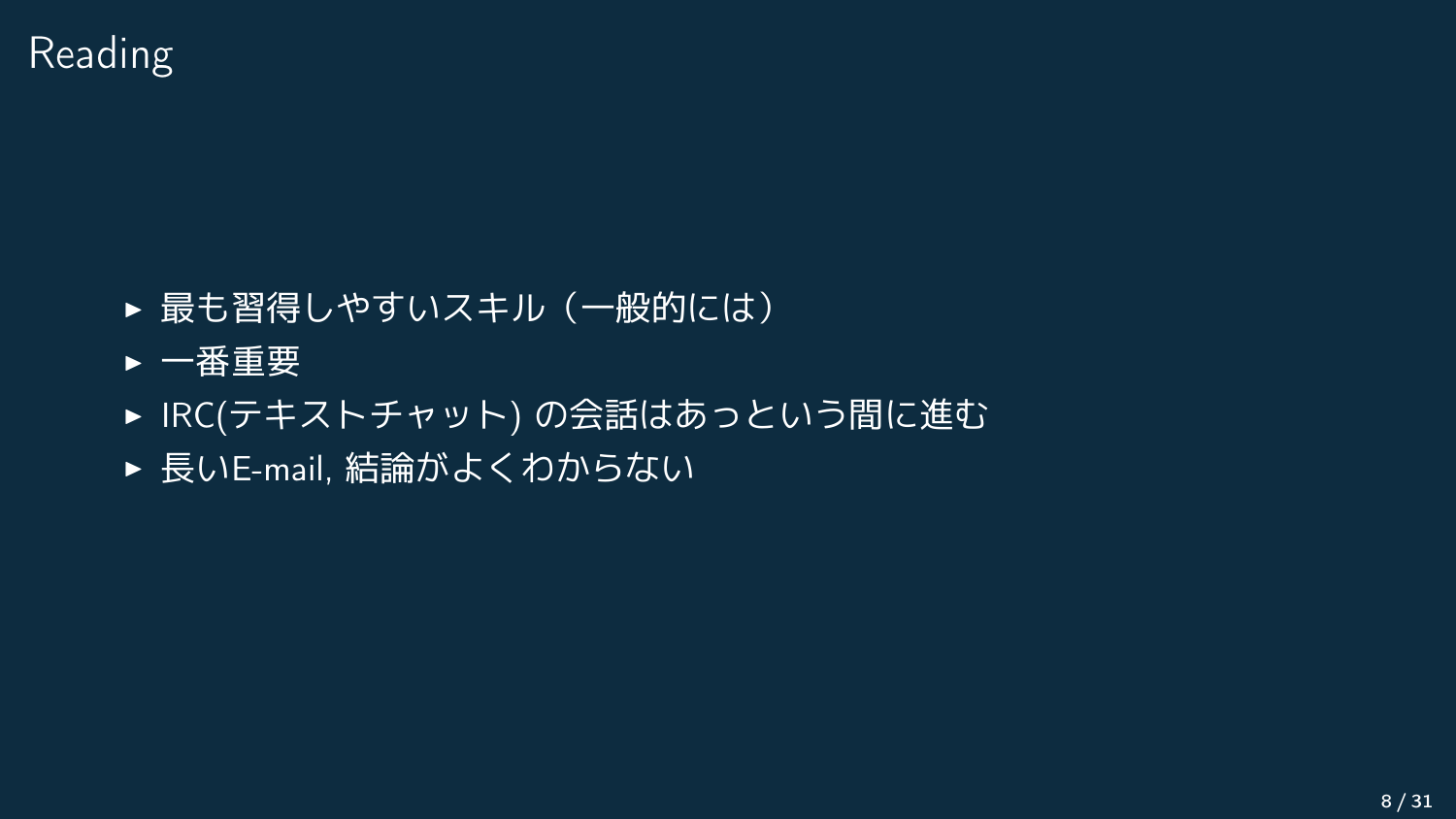# Reading

- 最も習得しやすいスキル（一般的には）
- 一番重要
- IRC(テキストチャット) の会話はあっという間に進む
- 長いE-mail, 結論がよくわからない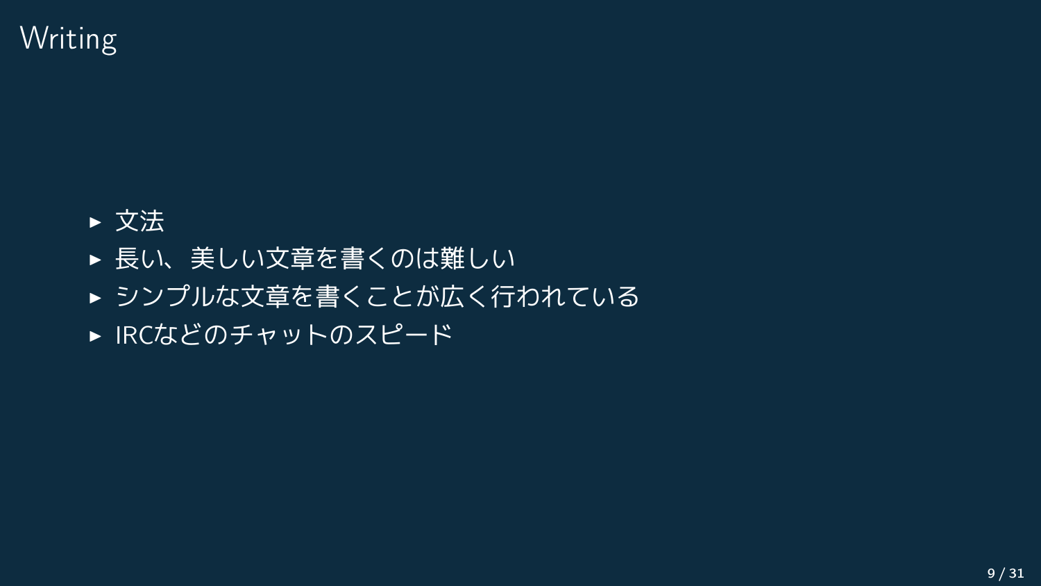# Writing

- 文法
- 長い、美しい文章を書くのは難しい
- シンプルな文章を書くことが広く行われている
- IRCなどのチャットのスピード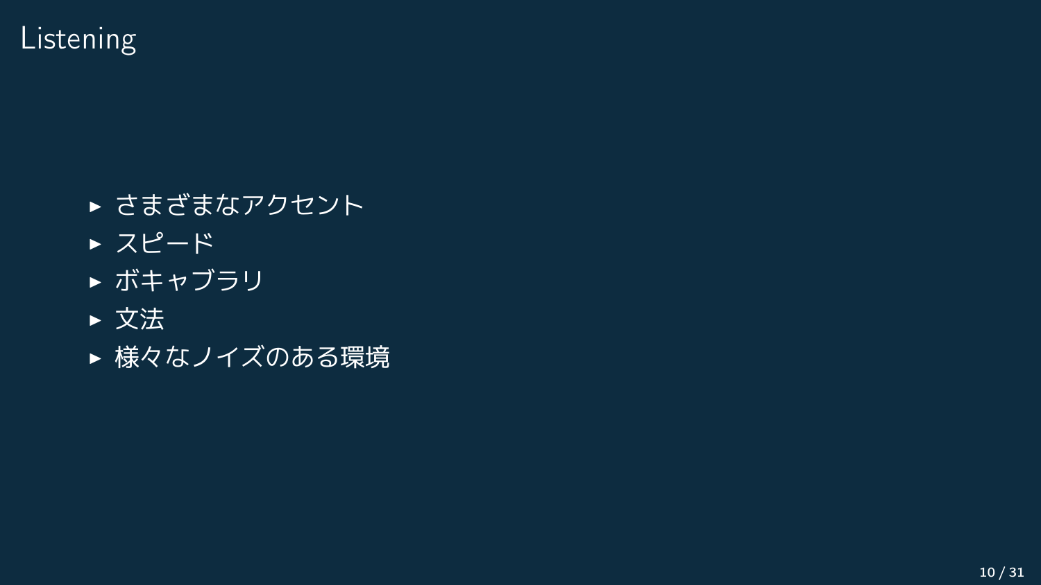# Listening

- さまざまなアクセント
- スピード
- ボキャブラリ
- 文法
- 様々なノイズのある環境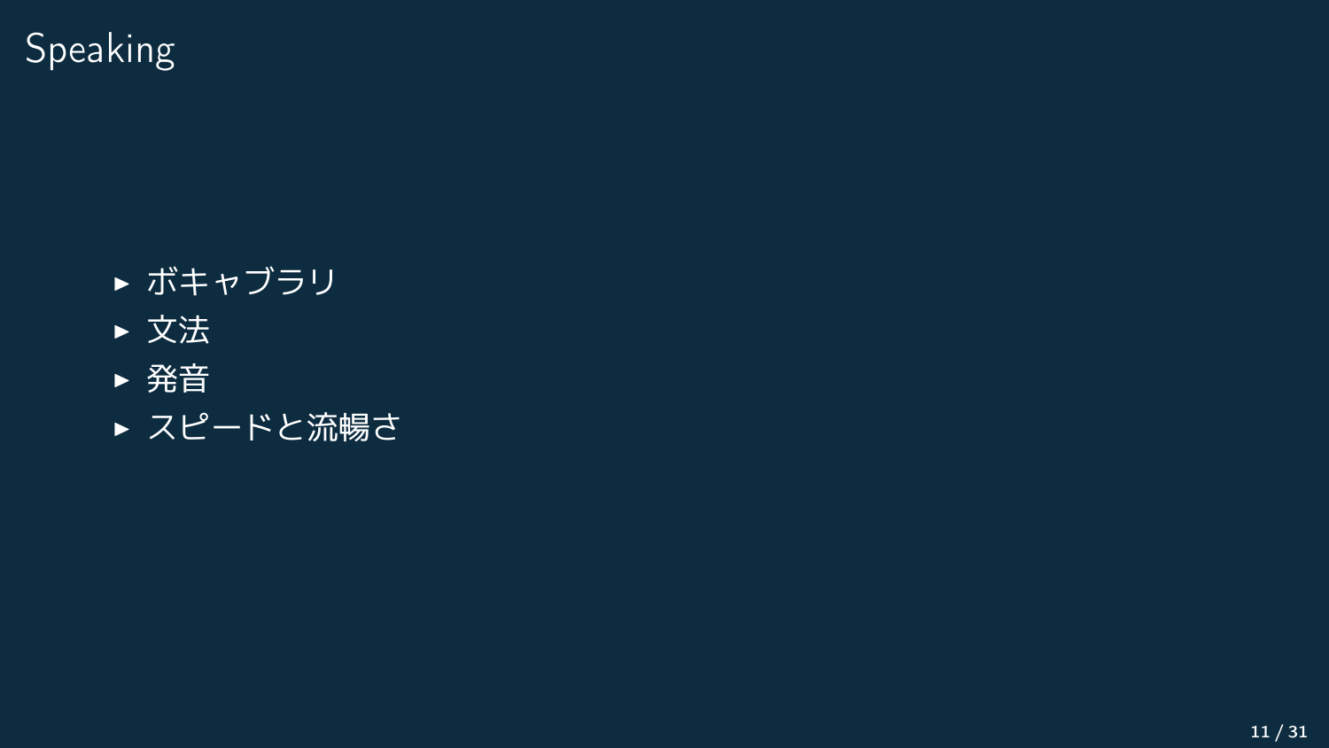# Speaking

- ボキャブラリ
- 文法
- 発音
- スピードと流暢さ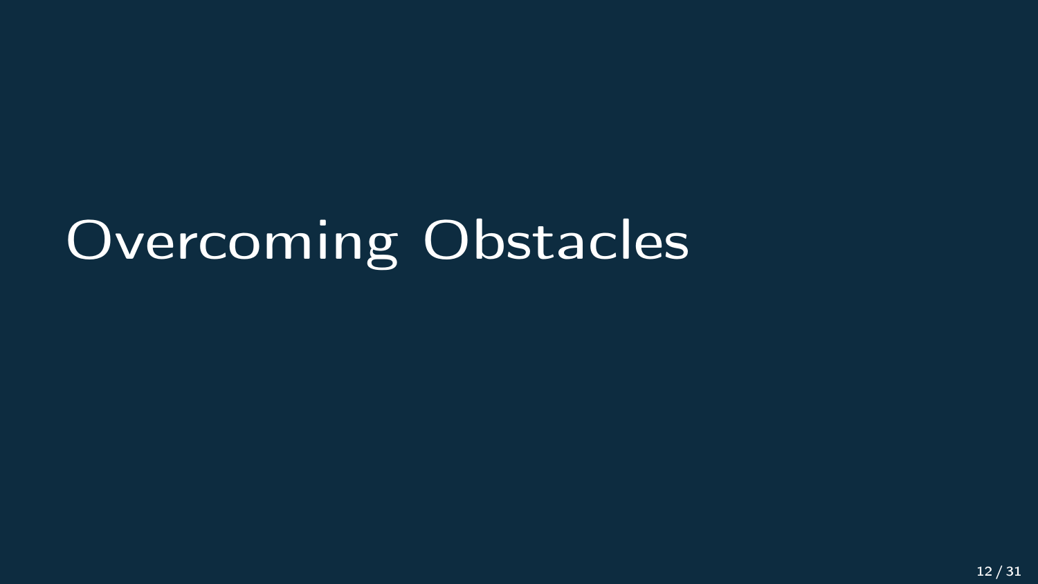# Overcoming Obstacles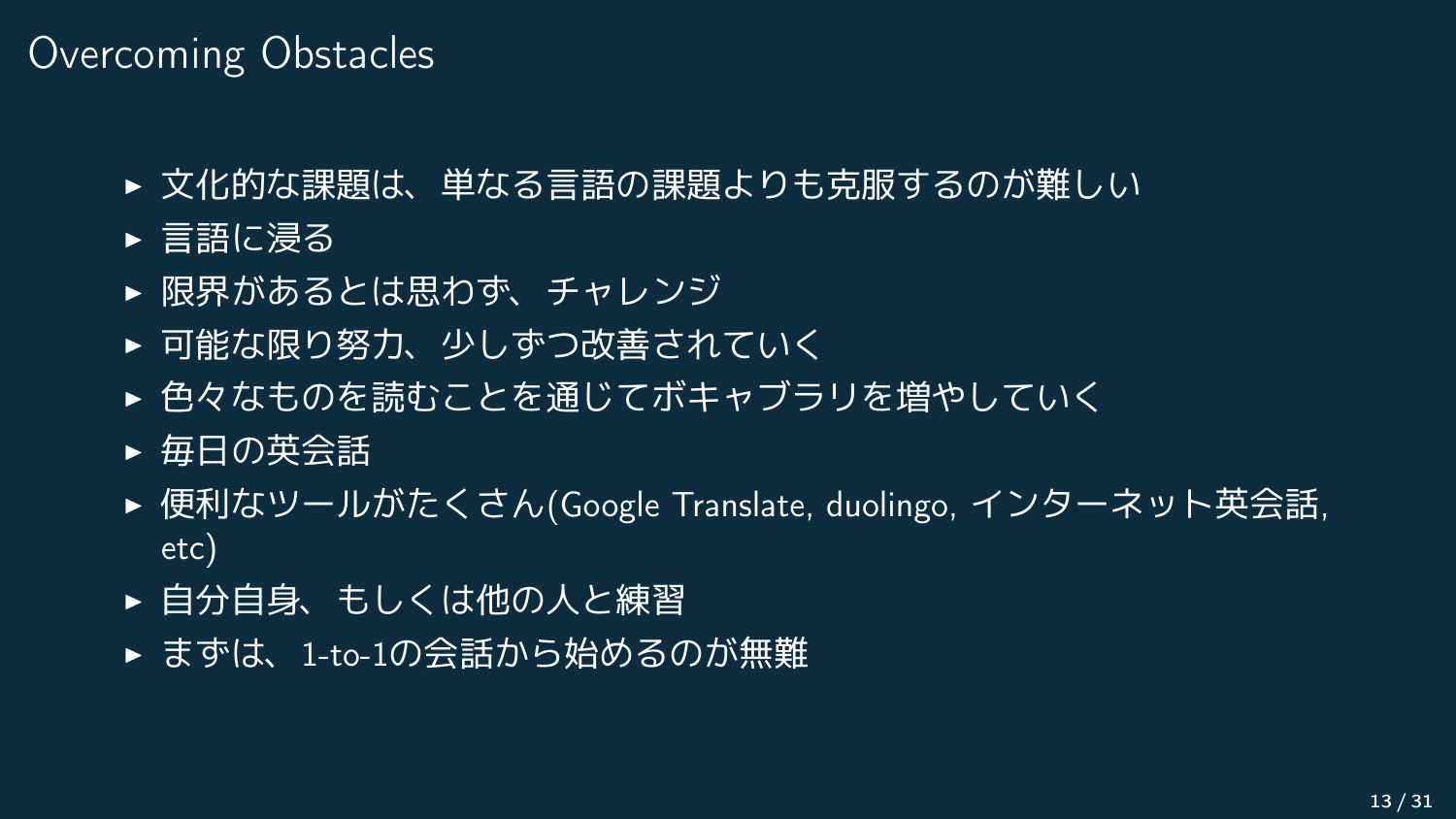# Overcoming Obstacles

- 文化的な課題は、単なる言語の課題よりも克服するのが難しい
- 言語に浸る
- 限界があるとは思わず、チャレンジ
- 可能な限り努力、少しずつ改善されていく
- 色々なものを読むことを通じてボキャブラリを増やしていく
- 毎日の英会話
- 便利なツールがたくさん(Google Translate, duolingo, インターネット英会話, etc)
- 自分自身、もしくは他の人と練習
- まずは、1-to-1の会話から始めるのが無難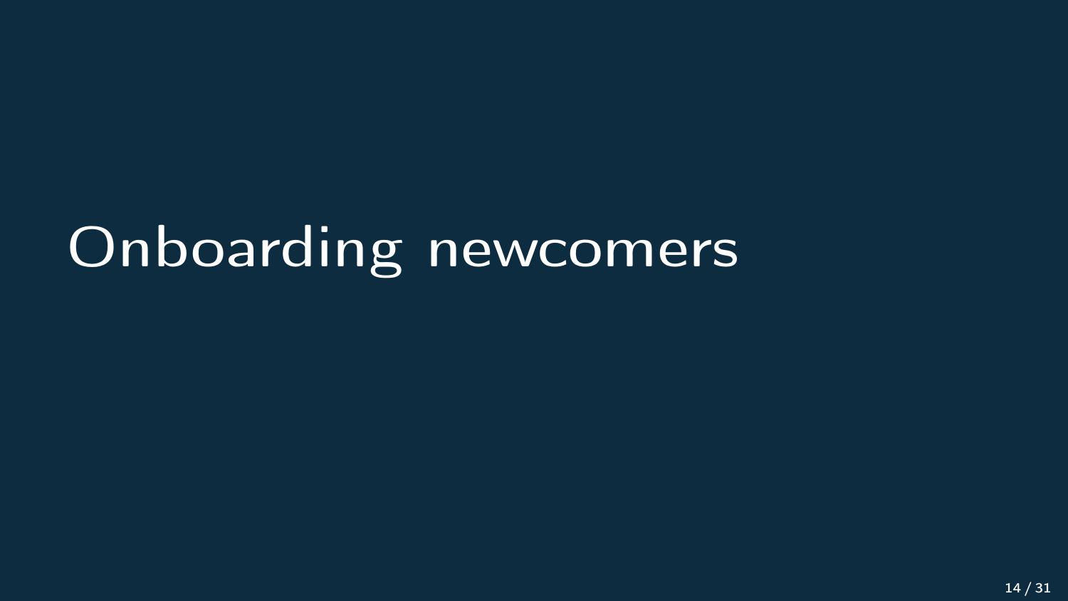# Onboarding newcomers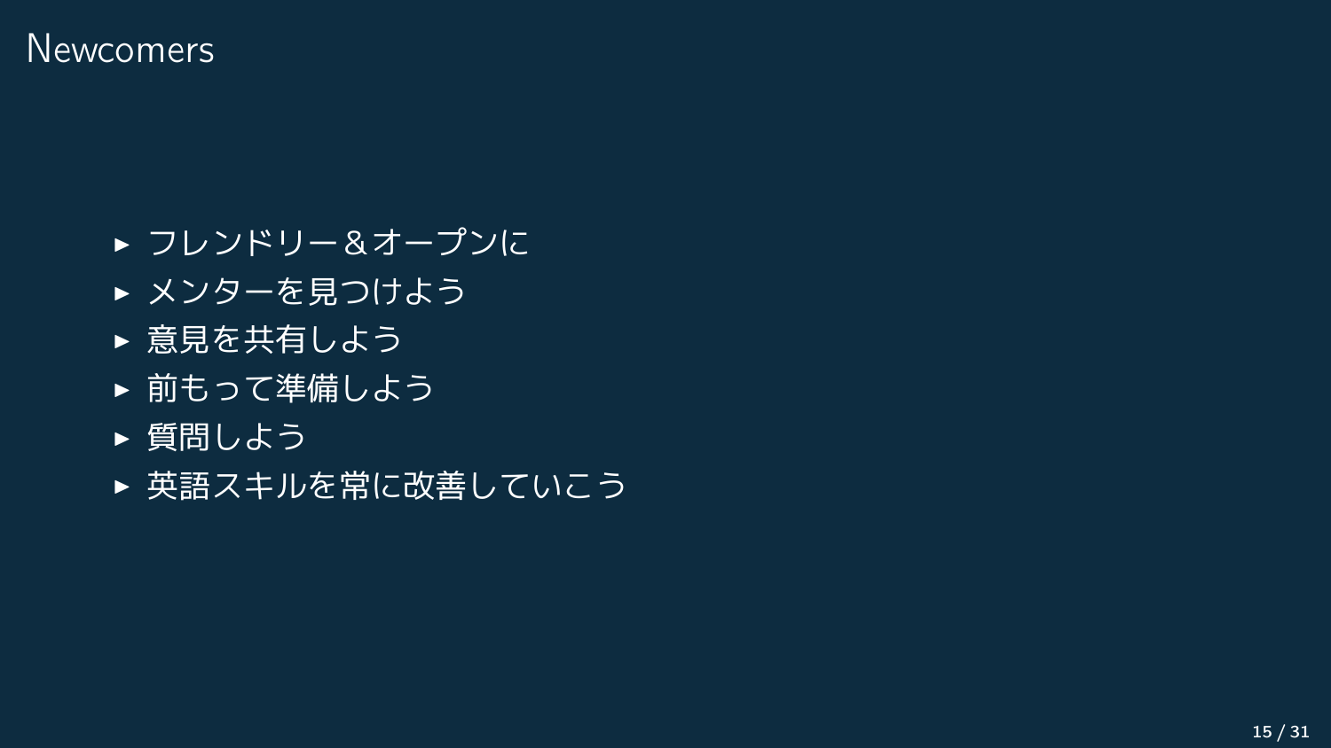# Newcomers

- フレンドリー＆オープンに
- メンターを見つけよう
- 意見を共有しよう
- 前もって準備しよう
- 質問しよう
- 英語スキルを常に改善していこう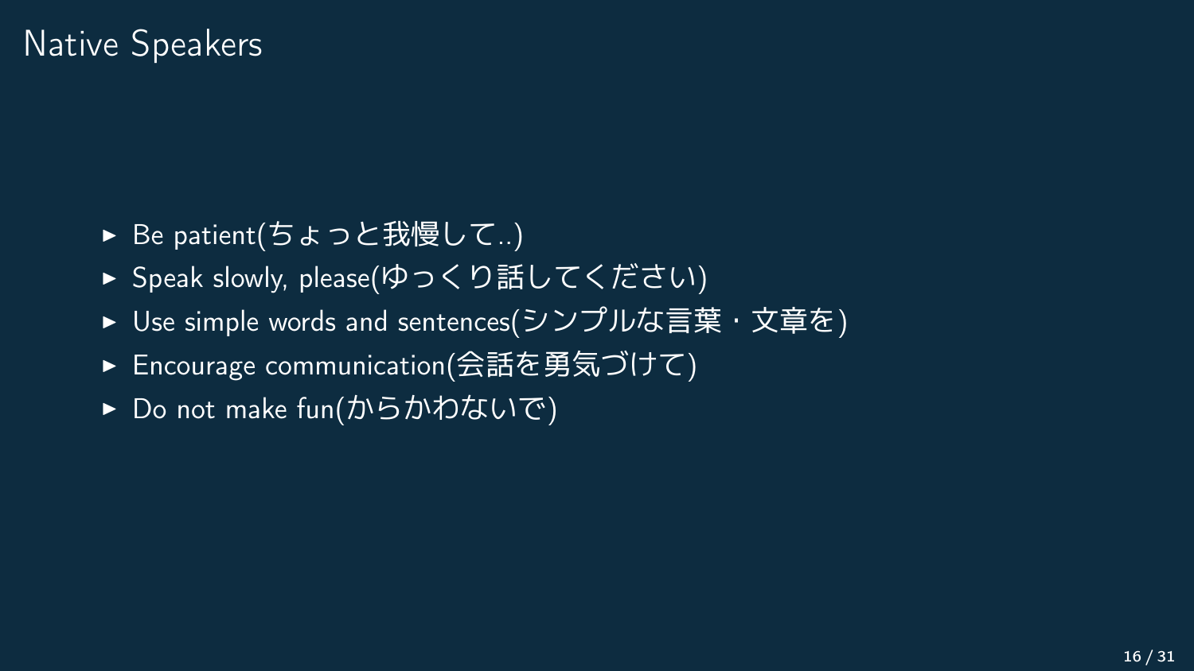# Native Speakers

- Be patient(ちょっと我慢して..)
- Speak slowly, please(ゆっくり話してください)
- Use simple words and sentences(シンプルな言葉・文章を)
- Encourage communication(会話を勇気づけて)
- Do not make fun(からかわないで)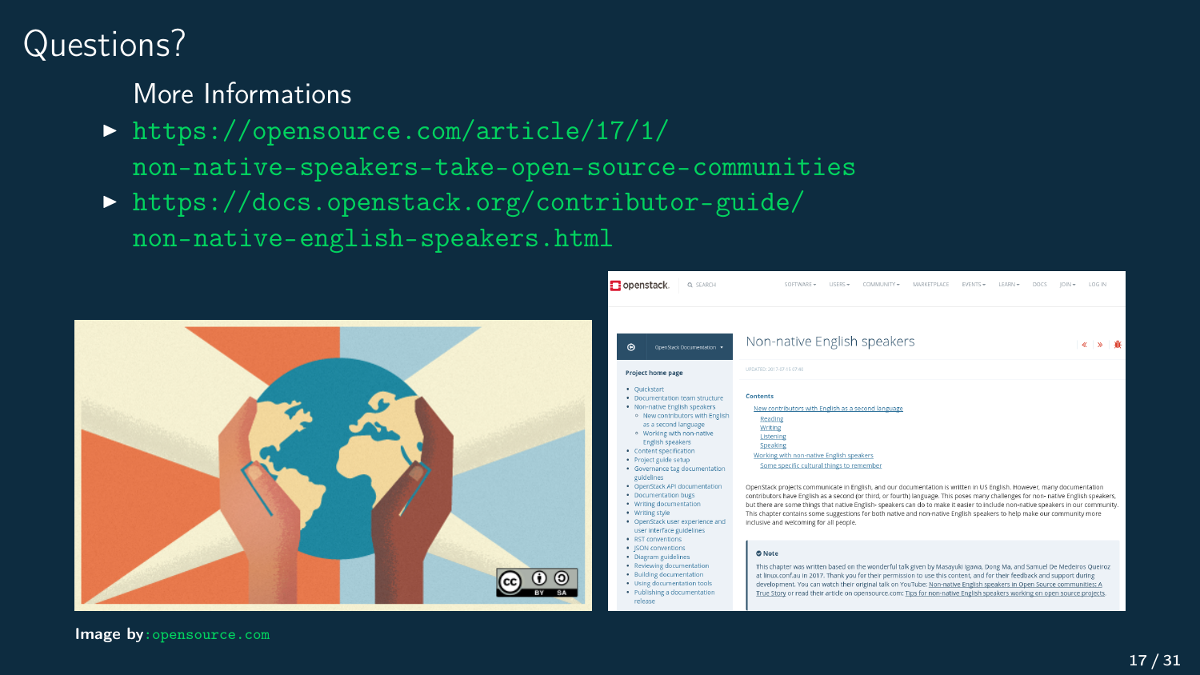# Questions?

More Informations

- https://opensource.com/article/17/1/non-native-speakers-take-open-source-communities
- https://docs.openstack.org/contributor-guide/non-native-english-speakers.html

**Image by**: opensource.com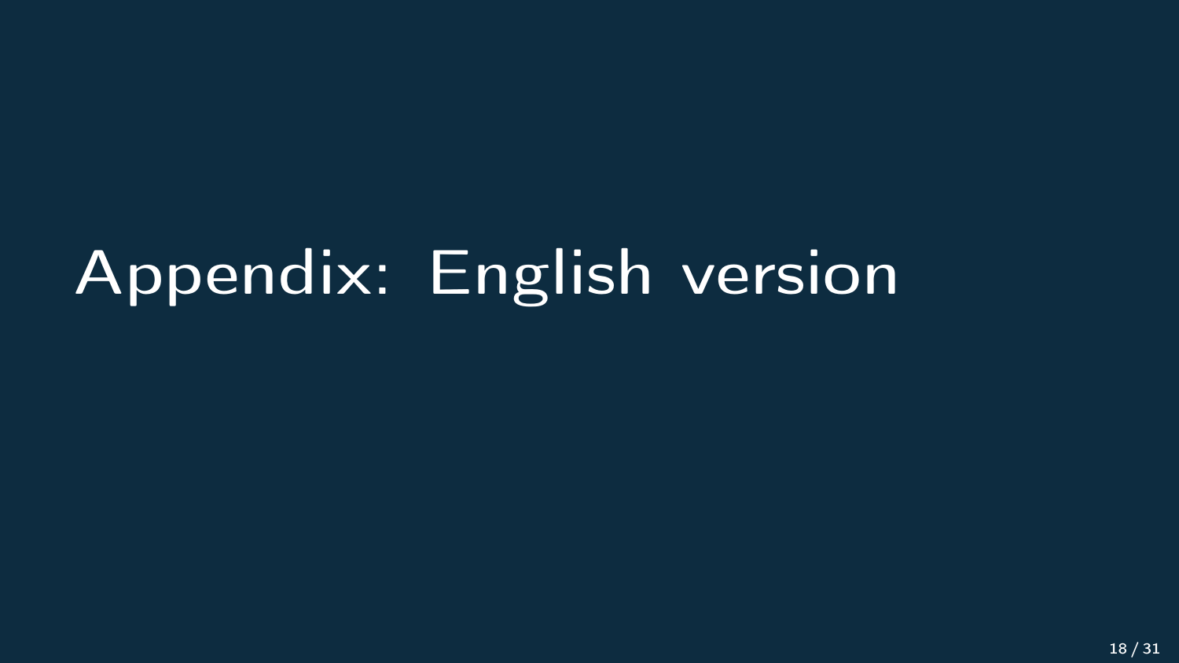# Appendix: English version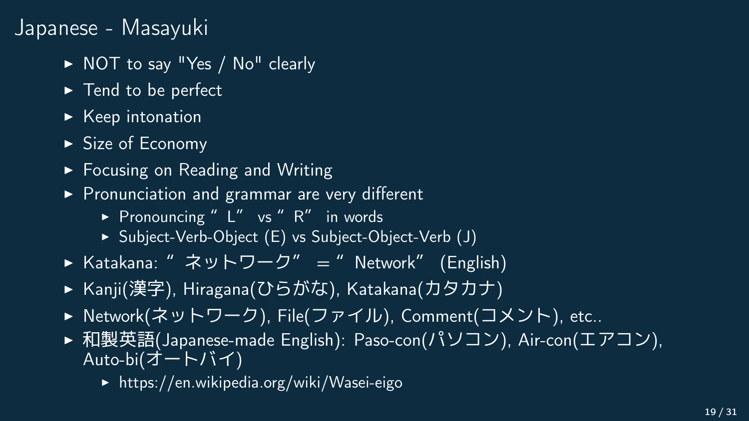# Japanese - Masayuki

- NOT to say "Yes / No" clearly
- Tend to be perfect
- Keep intonation
- Size of Economy
- Focusing on Reading and Writing
- Pronunciation and grammar are very different
  - Pronouncing "L" vs "R" in words
  - Subject-Verb-Object (E) vs Subject-Object-Verb (J)
- Katakana: "ネットワーク" = "Network" (English)
- Kanji(漢字), Hiragana(ひらがな), Katakana(カタカナ)
- Network(ネットワーク), File(ファイル), Comment(コメント), etc..
- 和製英語(Japanese-made English): Paso-con(パソコン), Air-con(エアコン), Auto-bi(オートバイ)
  - https://en.wikipedia.org/wiki/Wasei-eigo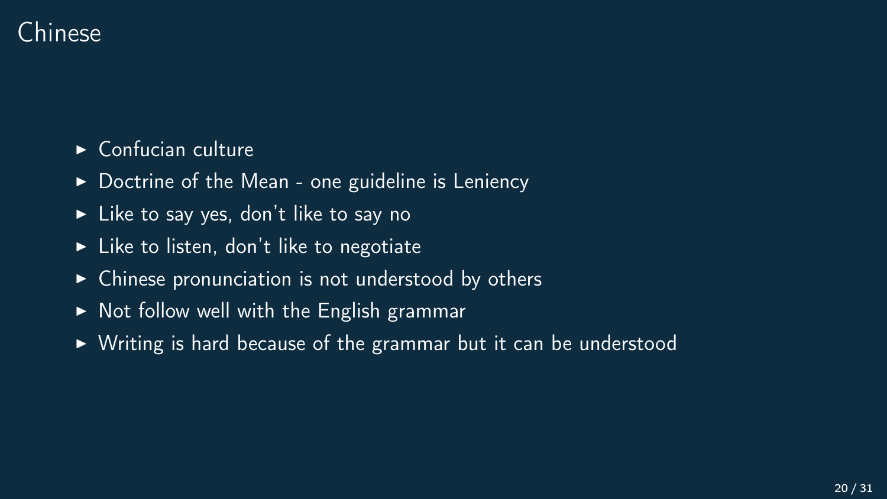# Chinese

- Confucian culture
- Doctrine of the Mean - one guideline is Leniency
- Like to say yes, don't like to say no
- Like to listen, don't like to negotiate
- Chinese pronunciation is not understood by others
- Not follow well with the English grammar
- Writing is hard because of the grammar but it can be understood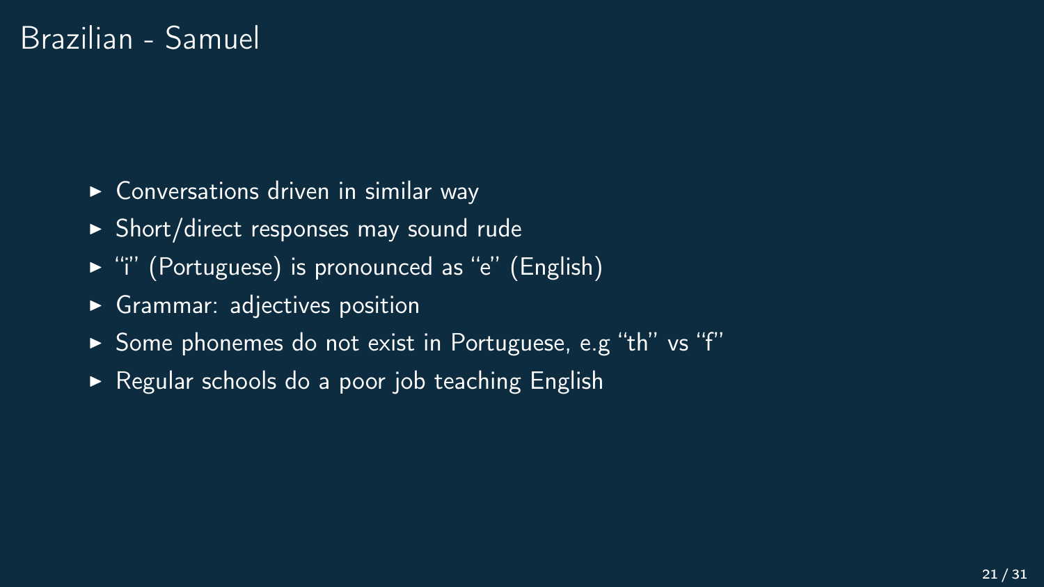# Brazilian - Samuel

- Conversations driven in similar way
- Short/direct responses may sound rude
- "i" (Portuguese) is pronounced as "e" (English)
- Grammar: adjectives position
- Some phonemes do not exist in Portuguese, e.g "th" vs "f"
- Regular schools do a poor job teaching English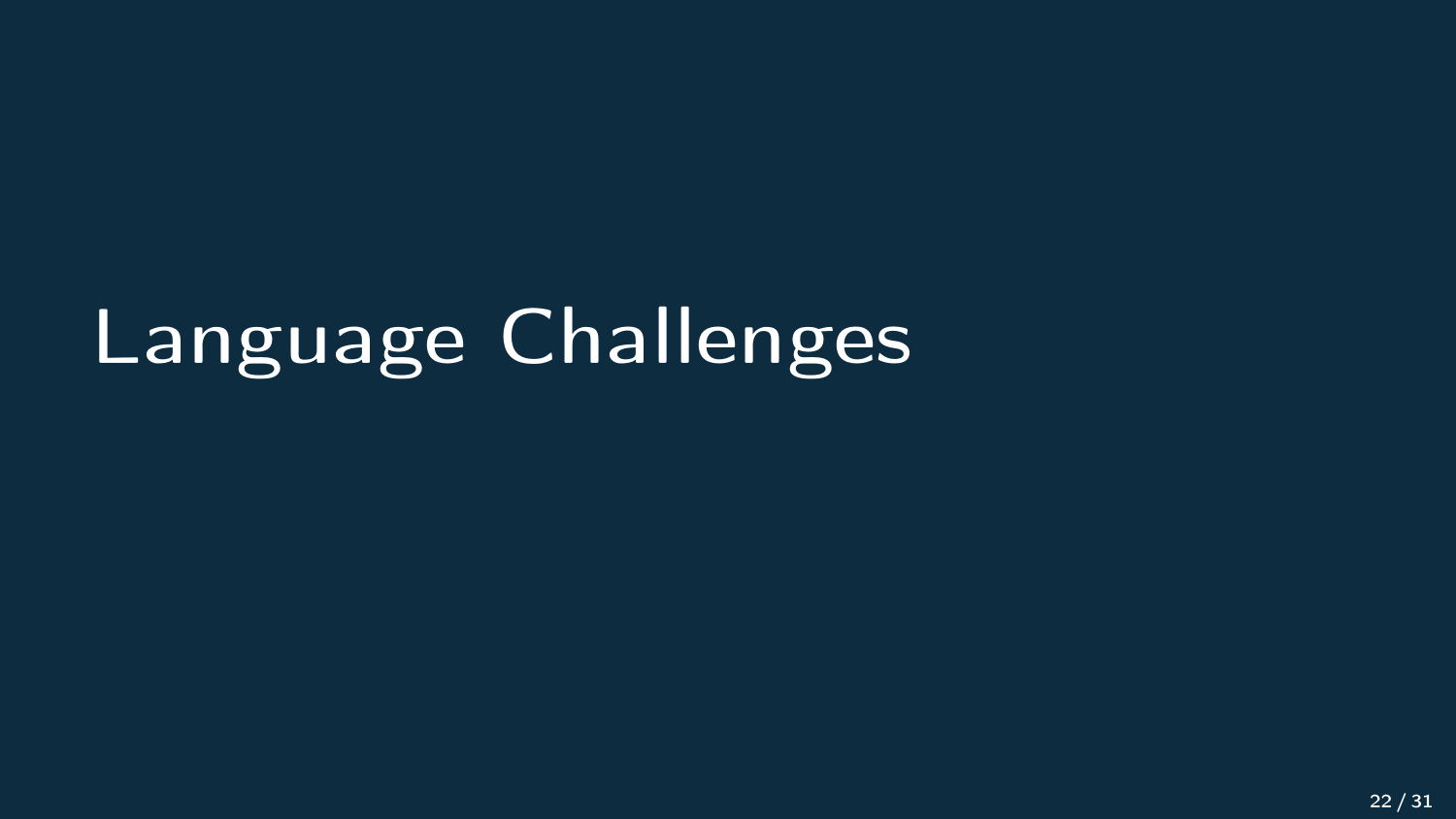# Language Challenges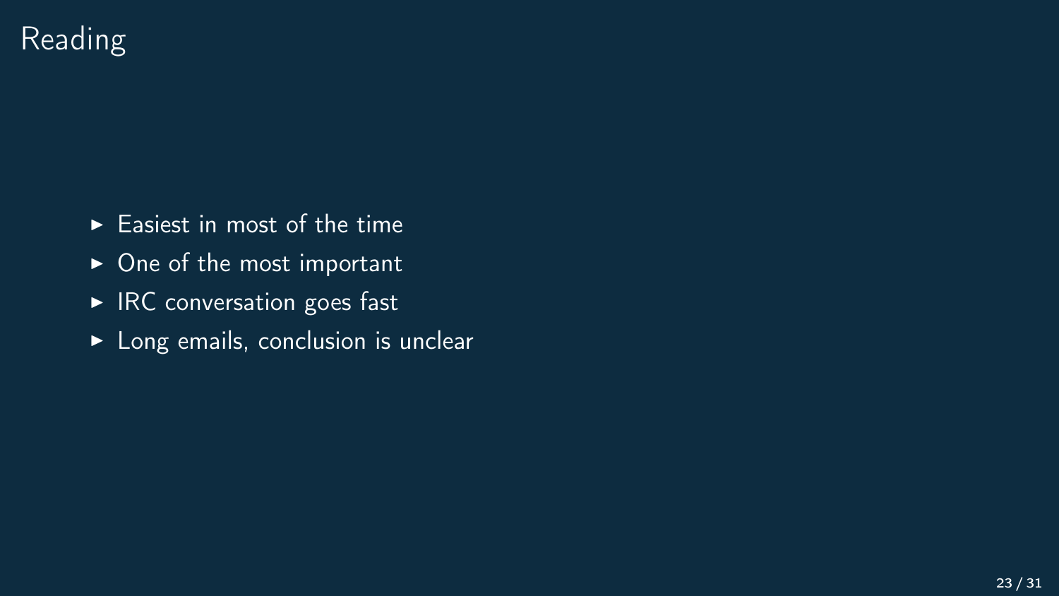# Reading

- Easiest in most of the time
- One of the most important
- IRC conversation goes fast
- Long emails, conclusion is unclear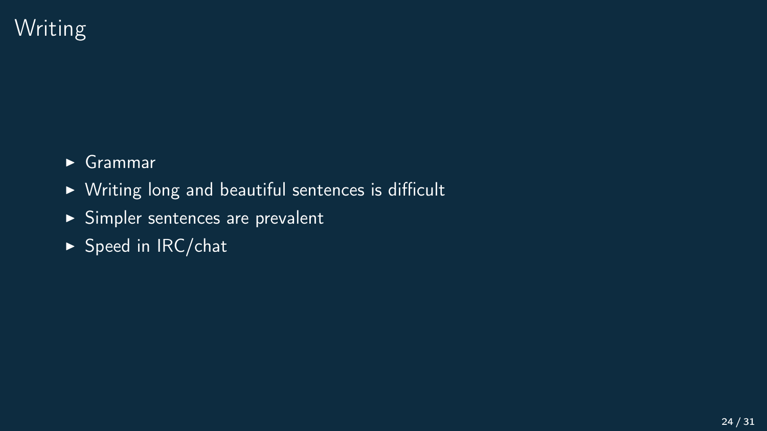# Writing

- Grammar
- Writing long and beautiful sentences is difficult
- Simpler sentences are prevalent
- Speed in IRC/chat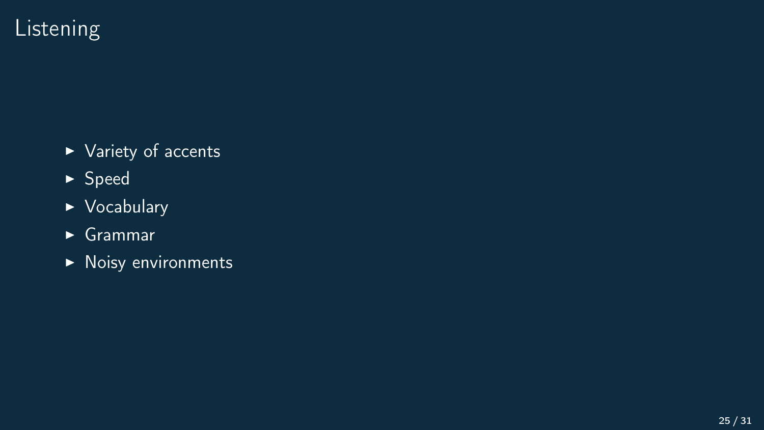# Listening

- Variety of accents
- Speed
- Vocabulary
- Grammar
- Noisy environments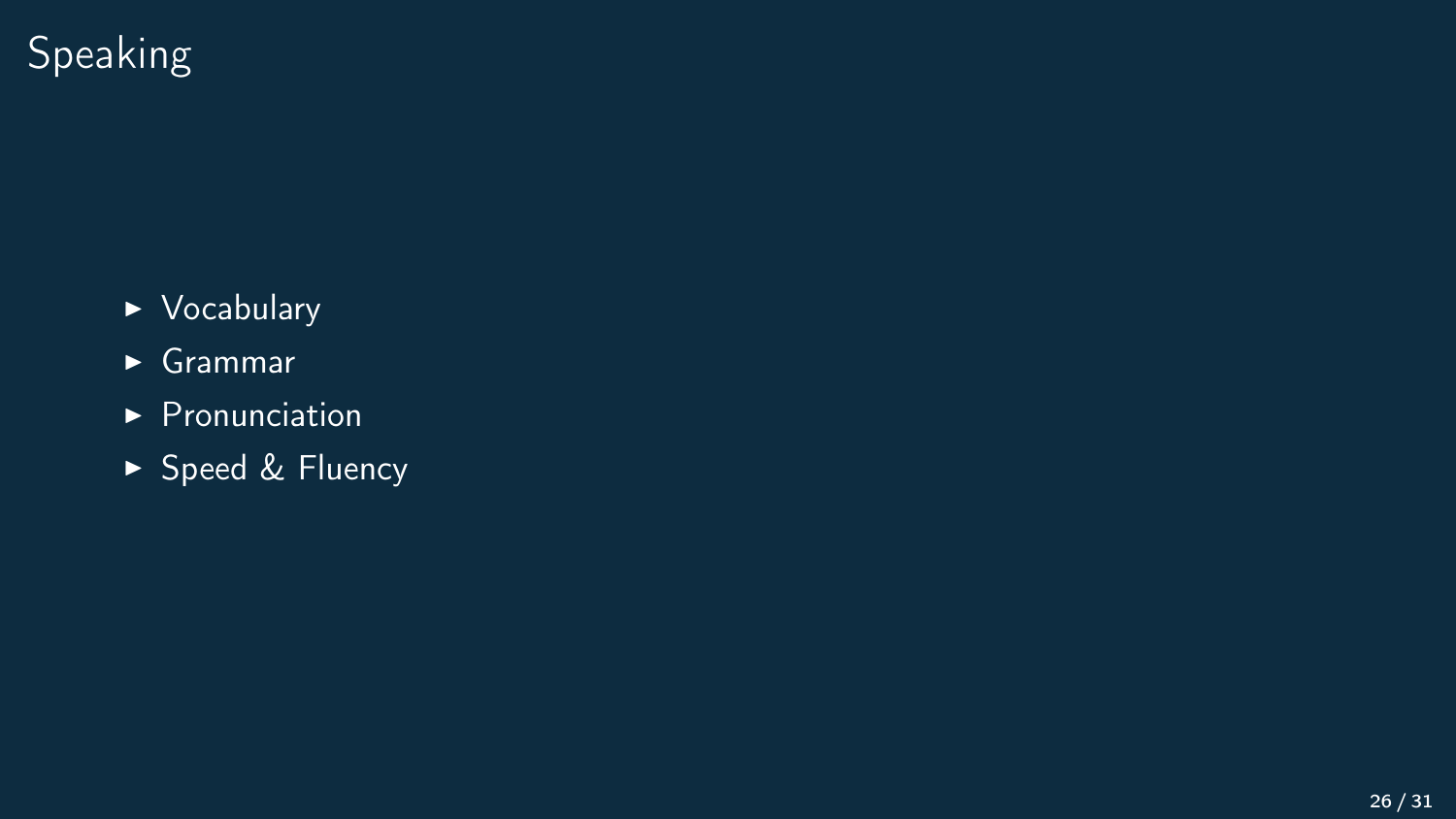# Speaking

- Vocabulary
- Grammar
- Pronunciation
- Speed & Fluency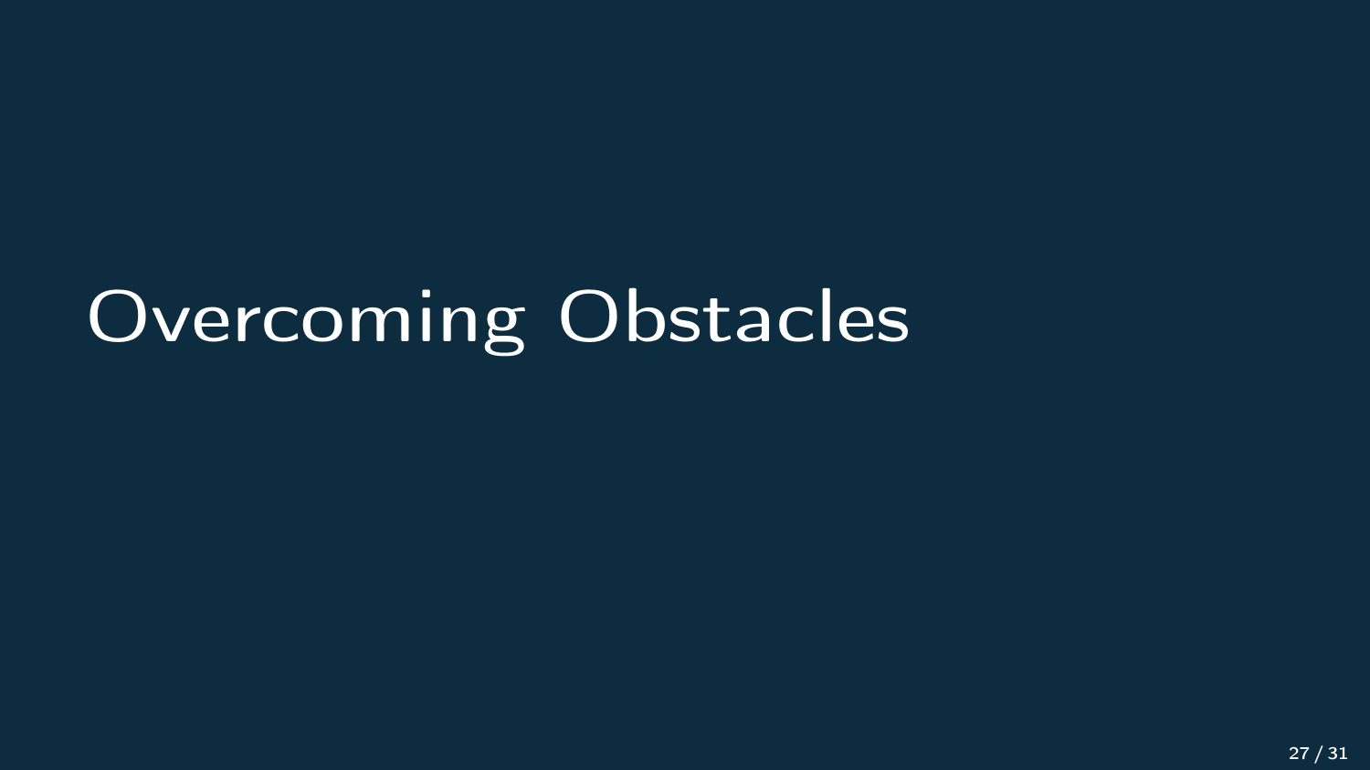# Overcoming Obstacles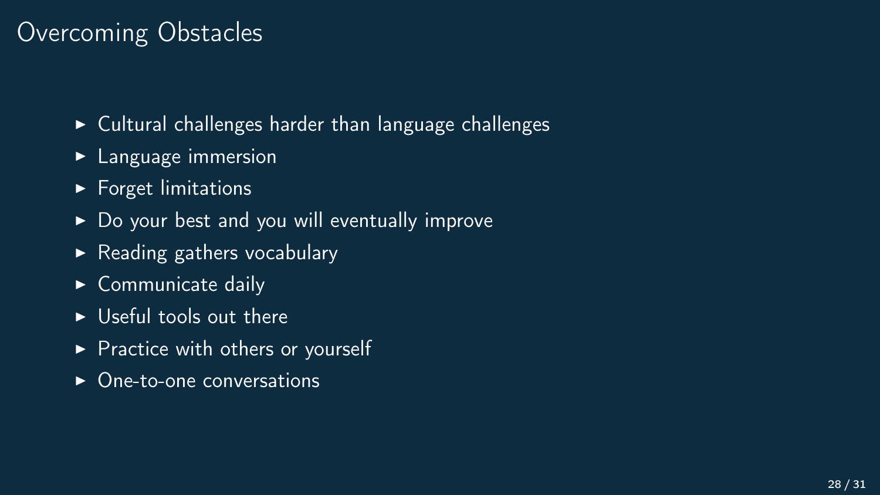## Overcoming Obstacles

- Cultural challenges harder than language challenges
- Language immersion
- Forget limitations
- Do your best and you will eventually improve
- Reading gathers vocabulary
- Communicate daily
- Useful tools out there
- Practice with others or yourself
- One-to-one conversations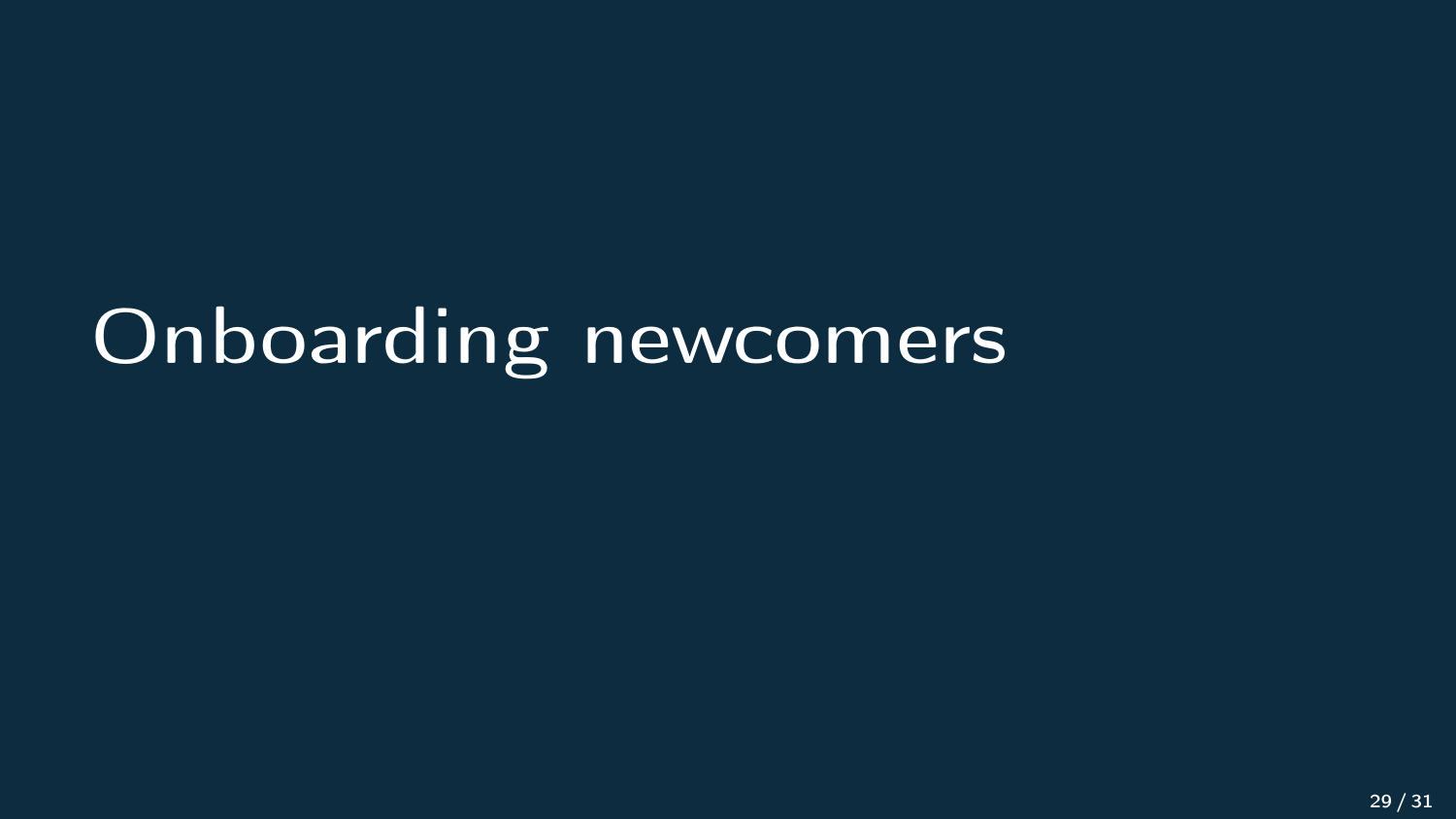# Onboarding newcomers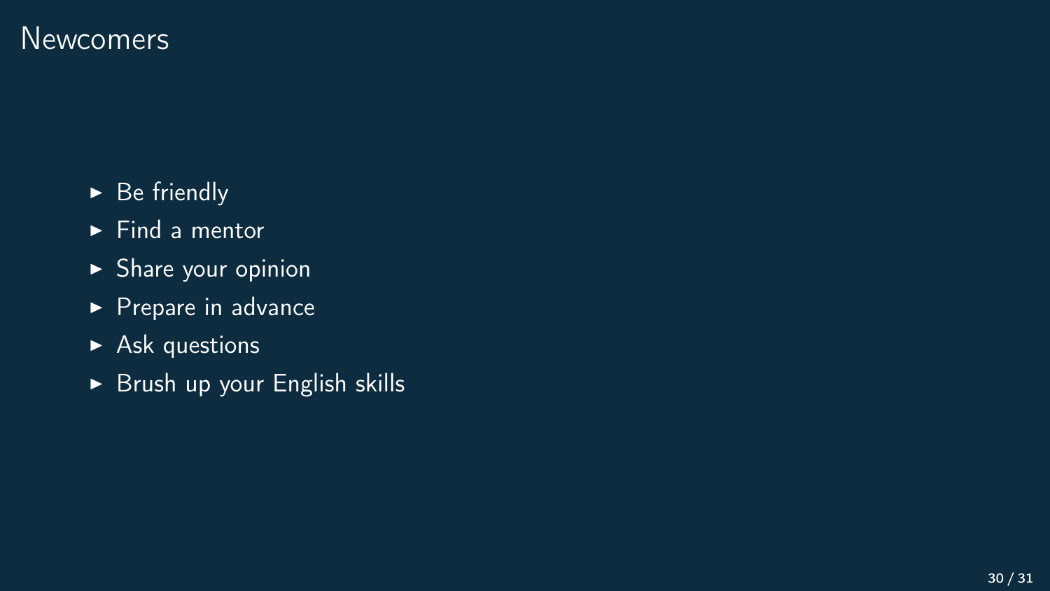# Newcomers

- Be friendly
- Find a mentor
- Share your opinion
- Prepare in advance
- Ask questions
- Brush up your English skills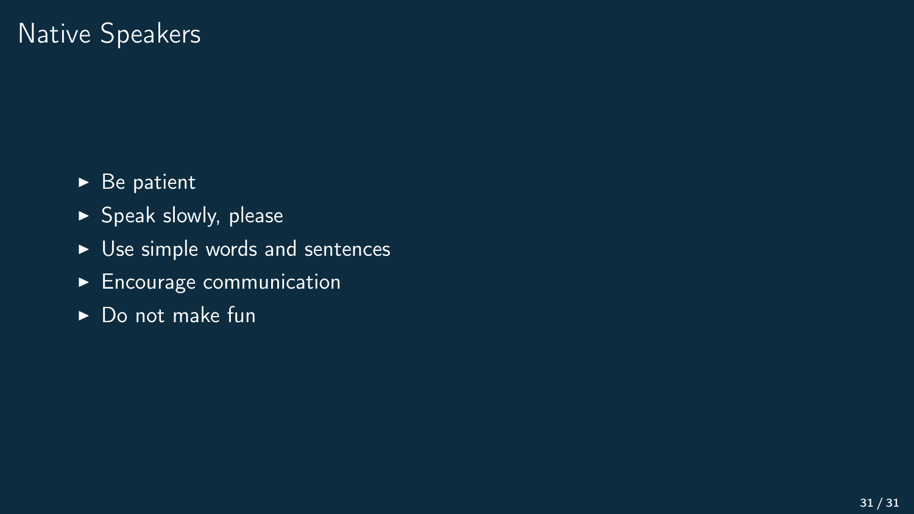# Native Speakers

- Be patient
- Speak slowly, please
- Use simple words and sentences
- Encourage communication
- Do not make fun